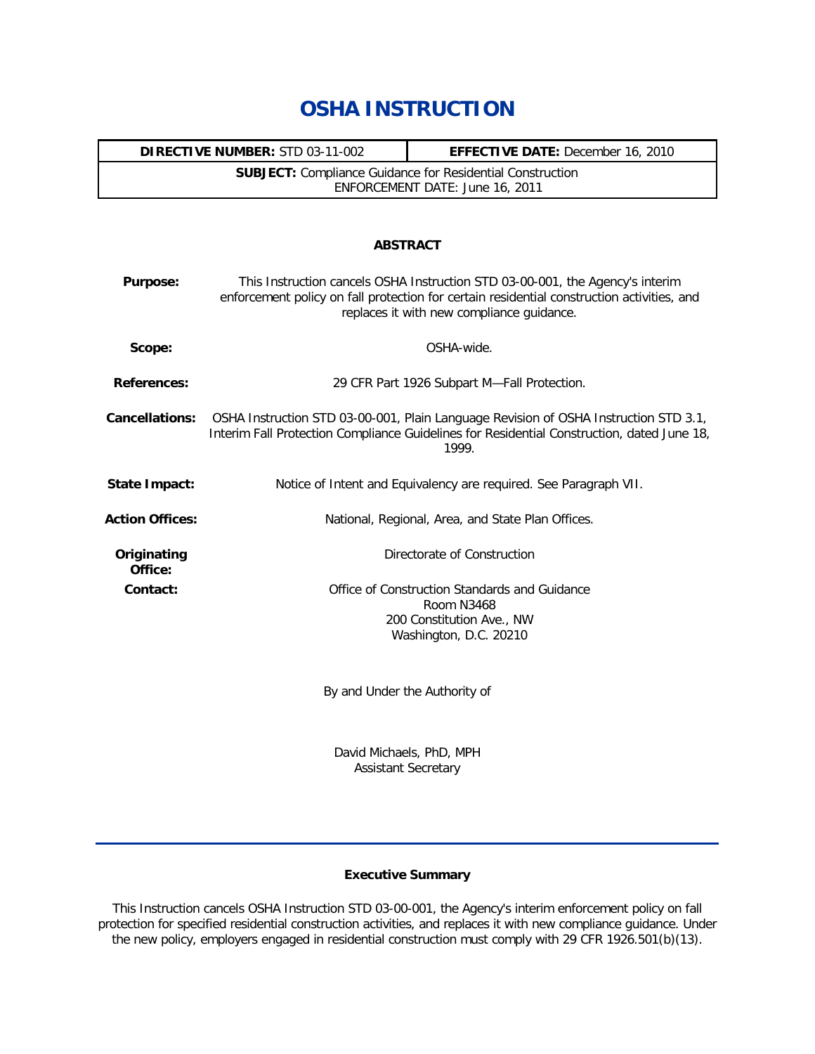# OSHA INSTRUCTION

| **DIRECTIVE NUMBER:** STD 03-11-002 | **EFFECTIVE DATE:** December 16, 2010 |
|---|---|
| **SUBJECT:** Compliance Guidance for Residential Construction ENFORCEMENT DATE: June 16, 2011 | |

## ABSTRACT

| | |
|---|---|
| **Purpose:** | This Instruction cancels OSHA Instruction STD 03-00-001, the Agency's interim enforcement policy on fall protection for certain residential construction activities, and replaces it with new compliance guidance. |
| **Scope:** | OSHA-wide. |
| **References:** | 29 CFR Part 1926 Subpart M—Fall Protection. |
| **Cancellations:** | OSHA Instruction STD 03-00-001, Plain Language Revision of OSHA Instruction STD 3.1, Interim Fall Protection Compliance Guidelines for Residential Construction, dated June 18, 1999. |
| **State Impact:** | Notice of Intent and Equivalency are required. See Paragraph VII. |
| **Action Offices:** | National, Regional, Area, and State Plan Offices. |
| **Originating Office:** | Directorate of Construction |
| **Contact:** | Office of Construction Standards and Guidance<br>Room N3468<br>200 Constitution Ave., NW<br>Washington, D.C. 20210 |

By and Under the Authority of

David Michaels, PhD, MPH
Assistant Secretary

---

## Executive Summary

This Instruction cancels OSHA Instruction STD 03-00-001, the Agency's interim enforcement policy on fall protection for specified residential construction activities, and replaces it with new compliance guidance. Under the new policy, employers engaged in residential construction must comply with 29 CFR 1926.501(b)(13).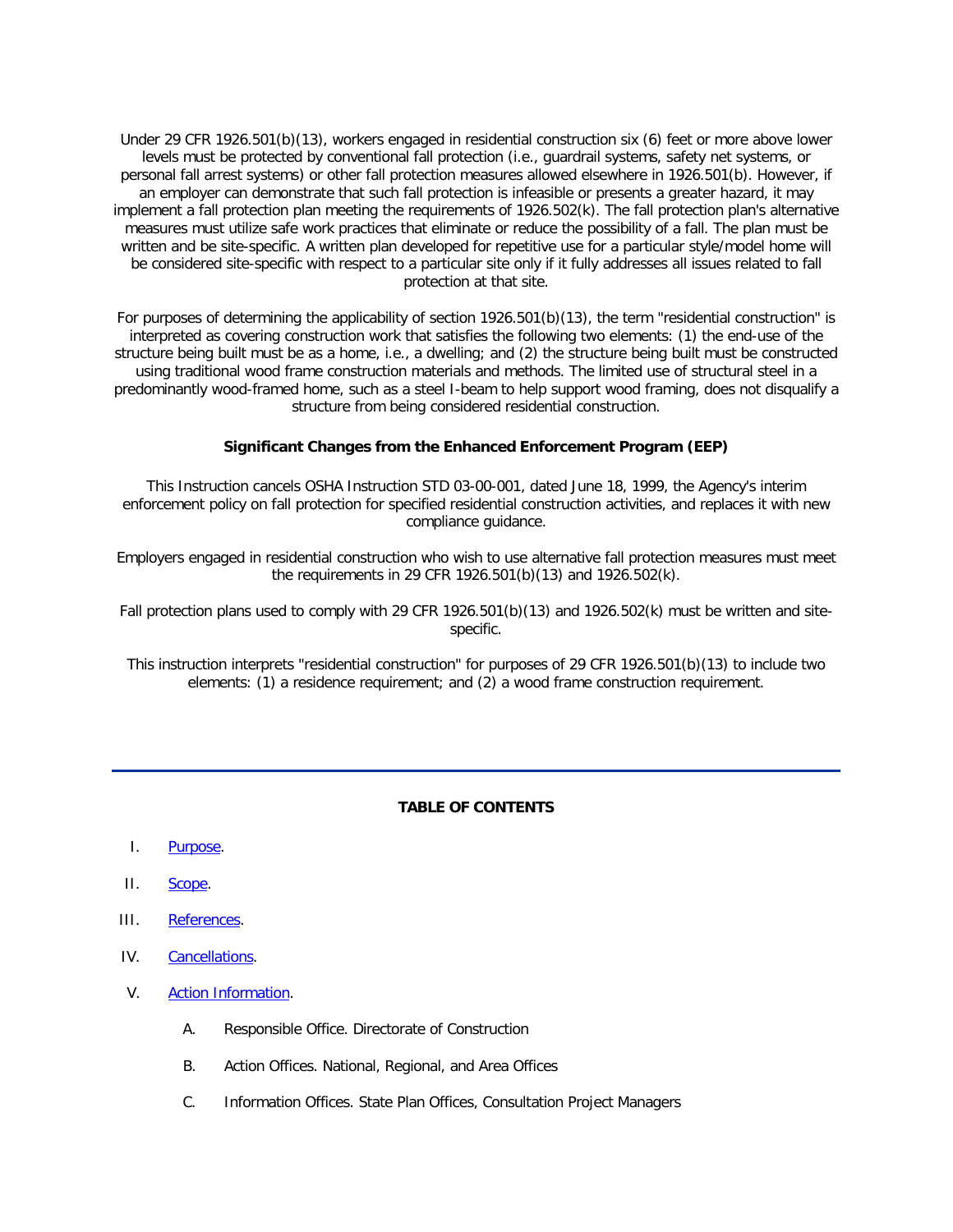Under 29 CFR 1926.501(b)(13), workers engaged in residential construction six (6) feet or more above lower levels must be protected by conventional fall protection (i.e., guardrail systems, safety net systems, or personal fall arrest systems) or other fall protection measures allowed elsewhere in 1926.501(b). However, if an employer can demonstrate that such fall protection is infeasible or presents a greater hazard, it may implement a fall protection plan meeting the requirements of 1926.502(k). The fall protection plan's alternative measures must utilize safe work practices that eliminate or reduce the possibility of a fall. The plan must be written and be site-specific. A written plan developed for repetitive use for a particular style/model home will be considered site-specific with respect to a particular site only if it fully addresses all issues related to fall protection at that site.

For purposes of determining the applicability of section 1926.501(b)(13), the term "residential construction" is interpreted as covering construction work that satisfies the following two elements: (1) the end-use of the structure being built must be as a home, i.e., a dwelling; and (2) the structure being built must be constructed using traditional wood frame construction materials and methods. The limited use of structural steel in a predominantly wood-framed home, such as a steel I-beam to help support wood framing, does not disqualify a structure from being considered residential construction.

**Significant Changes from the Enhanced Enforcement Program (EEP)**

This Instruction cancels OSHA Instruction STD 03-00-001, dated June 18, 1999, the Agency's interim enforcement policy on fall protection for specified residential construction activities, and replaces it with new compliance guidance.

Employers engaged in residential construction who wish to use alternative fall protection measures must meet the requirements in 29 CFR 1926.501(b)(13) and 1926.502(k).

Fall protection plans used to comply with 29 CFR 1926.501(b)(13) and 1926.502(k) must be written and site-specific.

This instruction interprets "residential construction" for purposes of 29 CFR 1926.501(b)(13) to include two elements: (1) a residence requirement; and (2) a wood frame construction requirement.

---

**TABLE OF CONTENTS**

I. Purpose.

II. Scope.

III. References.

IV. Cancellations.

V. Action Information.

  A. Responsible Office. Directorate of Construction

  B. Action Offices. National, Regional, and Area Offices

  C. Information Offices. State Plan Offices, Consultation Project Managers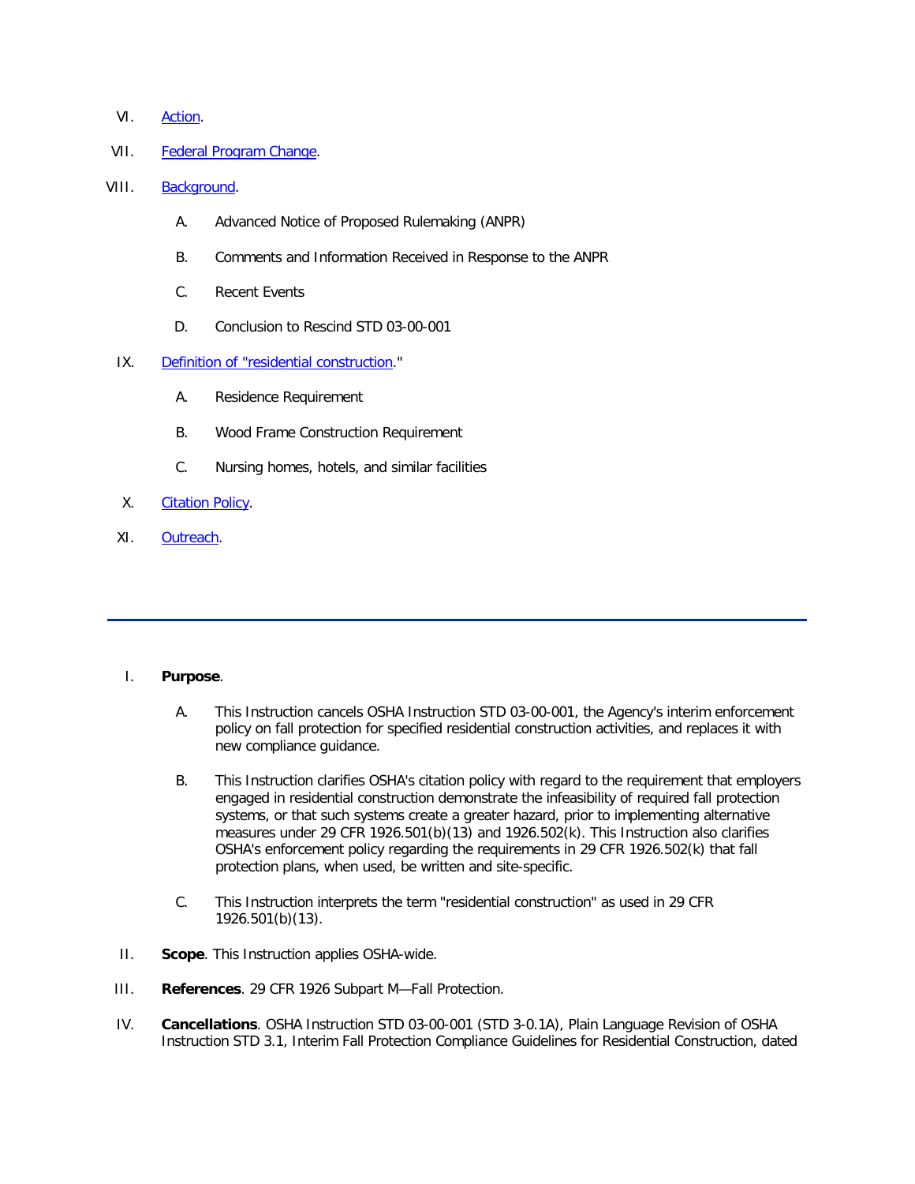VI. [Action](#).

VII. [Federal Program Change](#).

VIII. [Background](#).

   A. Advanced Notice of Proposed Rulemaking (ANPR)

   B. Comments and Information Received in Response to the ANPR

   C. Recent Events

   D. Conclusion to Rescind STD 03-00-001

IX. [Definition of "residential construction](#)."

   A. Residence Requirement

   B. Wood Frame Construction Requirement

   C. Nursing homes, hotels, and similar facilities

X. [Citation Policy](#).

XI. [Outreach](#).

---

I. **Purpose**.

   A. This Instruction cancels OSHA Instruction STD 03-00-001, the Agency's interim enforcement policy on fall protection for specified residential construction activities, and replaces it with new compliance guidance.

   B. This Instruction clarifies OSHA's citation policy with regard to the requirement that employers engaged in residential construction demonstrate the infeasibility of required fall protection systems, or that such systems create a greater hazard, prior to implementing alternative measures under 29 CFR 1926.501(b)(13) and 1926.502(k). This Instruction also clarifies OSHA's enforcement policy regarding the requirements in 29 CFR 1926.502(k) that fall protection plans, when used, be written and site-specific.

   C. This Instruction interprets the term "residential construction" as used in 29 CFR 1926.501(b)(13).

II. **Scope**. This Instruction applies OSHA-wide.

III. **References**. 29 CFR 1926 Subpart M—Fall Protection.

IV. **Cancellations**. OSHA Instruction STD 03-00-001 (STD 3-0.1A), Plain Language Revision of OSHA Instruction STD 3.1, Interim Fall Protection Compliance Guidelines for Residential Construction, dated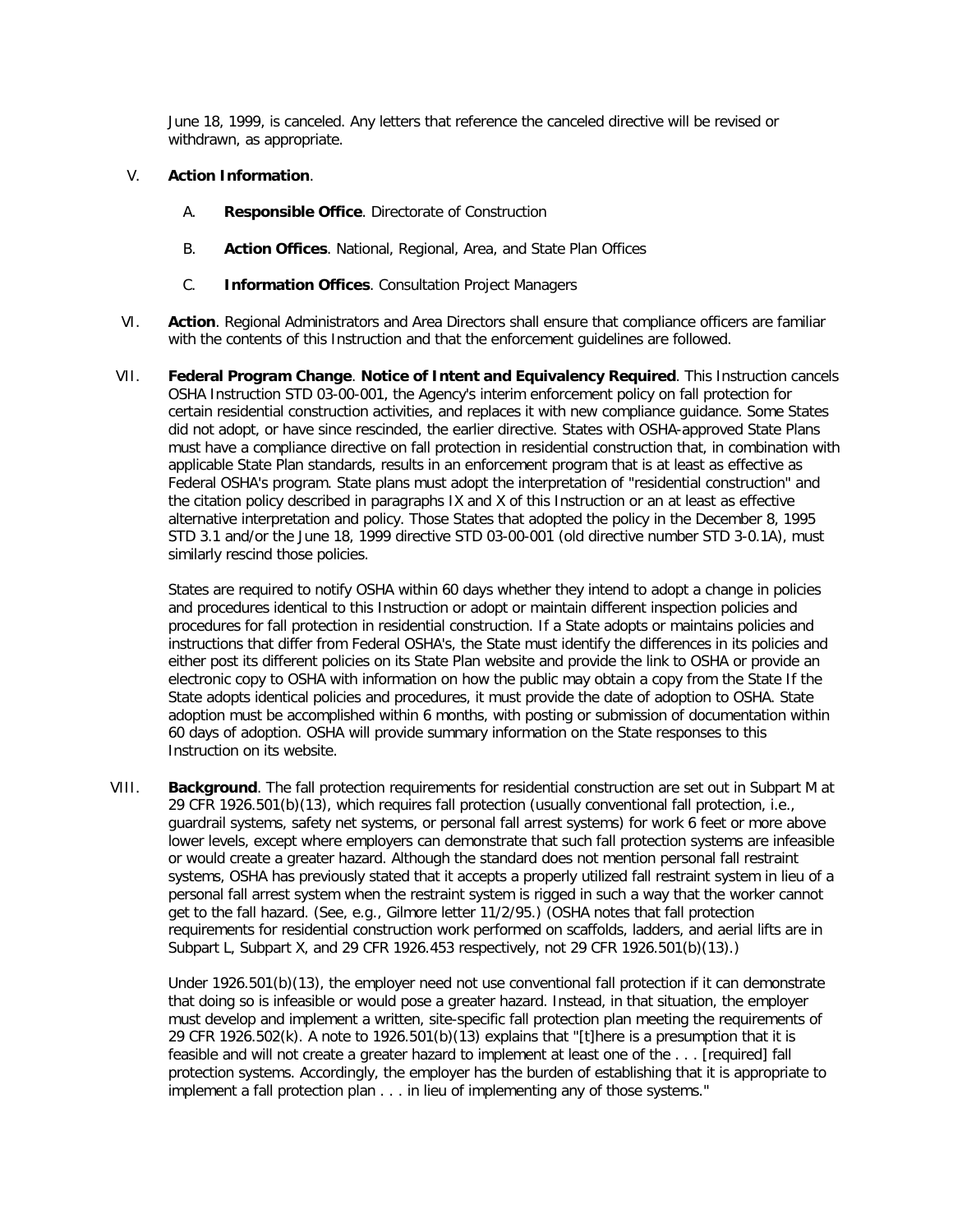June 18, 1999, is canceled. Any letters that reference the canceled directive will be revised or withdrawn, as appropriate.

V. **Action Information**.

   A. **Responsible Office**. Directorate of Construction

   B. **Action Offices**. National, Regional, Area, and State Plan Offices

   C. **Information Offices**. Consultation Project Managers

VI. **Action**. Regional Administrators and Area Directors shall ensure that compliance officers are familiar with the contents of this Instruction and that the enforcement guidelines are followed.

VII. **Federal Program Change**. **Notice of Intent and Equivalency Required**. This Instruction cancels OSHA Instruction STD 03-00-001, the Agency's interim enforcement policy on fall protection for certain residential construction activities, and replaces it with new compliance guidance. Some States did not adopt, or have since rescinded, the earlier directive. States with OSHA-approved State Plans must have a compliance directive on fall protection in residential construction that, in combination with applicable State Plan standards, results in an enforcement program that is at least as effective as Federal OSHA's program. State plans must adopt the interpretation of "residential construction" and the citation policy described in paragraphs IX and X of this Instruction or an at least as effective alternative interpretation and policy. Those States that adopted the policy in the December 8, 1995 STD 3.1 and/or the June 18, 1999 directive STD 03-00-001 (old directive number STD 3-0.1A), must similarly rescind those policies.

   States are required to notify OSHA within 60 days whether they intend to adopt a change in policies and procedures identical to this Instruction or adopt or maintain different inspection policies and procedures for fall protection in residential construction. If a State adopts or maintains policies and instructions that differ from Federal OSHA's, the State must identify the differences in its policies and either post its different policies on its State Plan website and provide the link to OSHA or provide an electronic copy to OSHA with information on how the public may obtain a copy from the State If the State adopts identical policies and procedures, it must provide the date of adoption to OSHA. State adoption must be accomplished within 6 months, with posting or submission of documentation within 60 days of adoption. OSHA will provide summary information on the State responses to this Instruction on its website.

VIII. **Background**. The fall protection requirements for residential construction are set out in Subpart M at 29 CFR 1926.501(b)(13), which requires fall protection (usually conventional fall protection, i.e., guardrail systems, safety net systems, or personal fall arrest systems) for work 6 feet or more above lower levels, except where employers can demonstrate that such fall protection systems are infeasible or would create a greater hazard. Although the standard does not mention personal fall restraint systems, OSHA has previously stated that it accepts a properly utilized fall restraint system in lieu of a personal fall arrest system when the restraint system is rigged in such a way that the worker cannot get to the fall hazard. (See, e.g., Gilmore letter 11/2/95.) (OSHA notes that fall protection requirements for residential construction work performed on scaffolds, ladders, and aerial lifts are in Subpart L, Subpart X, and 29 CFR 1926.453 respectively, not 29 CFR 1926.501(b)(13).)

   Under 1926.501(b)(13), the employer need not use conventional fall protection if it can demonstrate that doing so is infeasible or would pose a greater hazard. Instead, in that situation, the employer must develop and implement a written, site-specific fall protection plan meeting the requirements of 29 CFR 1926.502(k). A note to 1926.501(b)(13) explains that "[t]here is a presumption that it is feasible and will not create a greater hazard to implement at least one of the . . . [required] fall protection systems. Accordingly, the employer has the burden of establishing that it is appropriate to implement a fall protection plan . . . in lieu of implementing any of those systems."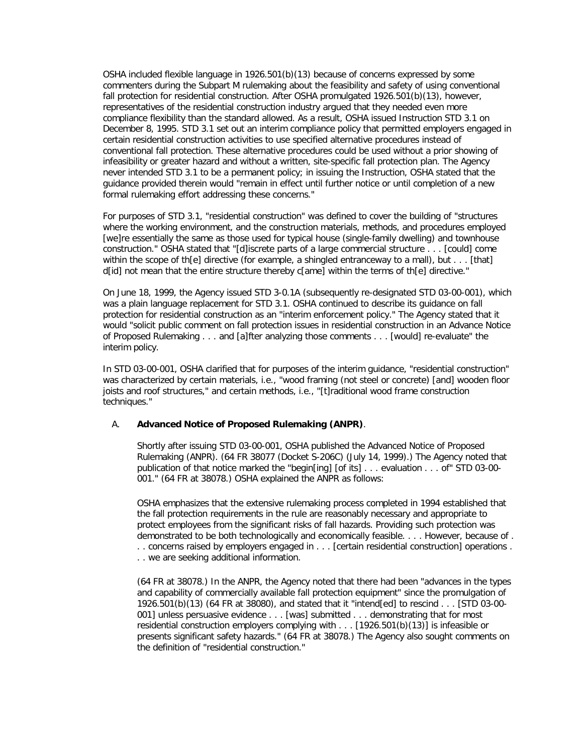OSHA included flexible language in 1926.501(b)(13) because of concerns expressed by some commenters during the Subpart M rulemaking about the feasibility and safety of using conventional fall protection for residential construction. After OSHA promulgated 1926.501(b)(13), however, representatives of the residential construction industry argued that they needed even more compliance flexibility than the standard allowed. As a result, OSHA issued Instruction STD 3.1 on December 8, 1995. STD 3.1 set out an interim compliance policy that permitted employers engaged in certain residential construction activities to use specified alternative procedures instead of conventional fall protection. These alternative procedures could be used without a prior showing of infeasibility or greater hazard and without a written, site-specific fall protection plan. The Agency never intended STD 3.1 to be a permanent policy; in issuing the Instruction, OSHA stated that the guidance provided therein would "remain in effect until further notice or until completion of a new formal rulemaking effort addressing these concerns."

For purposes of STD 3.1, "residential construction" was defined to cover the building of "structures where the working environment, and the construction materials, methods, and procedures employed [we]re essentially the same as those used for typical house (single-family dwelling) and townhouse construction." OSHA stated that "[d]iscrete parts of a large commercial structure . . . [could] come within the scope of th[e] directive (for example, a shingled entranceway to a mall), but . . . [that] d[id] not mean that the entire structure thereby c[ame] within the terms of th[e] directive."

On June 18, 1999, the Agency issued STD 3-0.1A (subsequently re-designated STD 03-00-001), which was a plain language replacement for STD 3.1. OSHA continued to describe its guidance on fall protection for residential construction as an "interim enforcement policy." The Agency stated that it would "solicit public comment on fall protection issues in residential construction in an Advance Notice of Proposed Rulemaking . . . and [a]fter analyzing those comments . . . [would] re-evaluate" the interim policy.

In STD 03-00-001, OSHA clarified that for purposes of the interim guidance, "residential construction" was characterized by certain materials, i.e., "wood framing (not steel or concrete) [and] wooden floor joists and roof structures," and certain methods, i.e., "[t]raditional wood frame construction techniques."

A. **Advanced Notice of Proposed Rulemaking (ANPR)**.

Shortly after issuing STD 03-00-001, OSHA published the Advanced Notice of Proposed Rulemaking (ANPR). (64 FR 38077 (Docket S-206C) (July 14, 1999).) The Agency noted that publication of that notice marked the "begin[ing] [of its] . . . evaluation . . . of" STD 03-00-001." (64 FR at 38078.) OSHA explained the ANPR as follows:

> OSHA emphasizes that the extensive rulemaking process completed in 1994 established that the fall protection requirements in the rule are reasonably necessary and appropriate to protect employees from the significant risks of fall hazards. Providing such protection was demonstrated to be both technologically and economically feasible. . . . However, because of . . . concerns raised by employers engaged in . . . [certain residential construction] operations . . . we are seeking additional information.

(64 FR at 38078.) In the ANPR, the Agency noted that there had been "advances in the types and capability of commercially available fall protection equipment" since the promulgation of 1926.501(b)(13) (64 FR at 38080), and stated that it "intend[ed] to rescind . . . [STD 03-00-001] unless persuasive evidence . . . [was] submitted . . . demonstrating that for most residential construction employers complying with . . . [1926.501(b)(13)] is infeasible or presents significant safety hazards." (64 FR at 38078.) The Agency also sought comments on the definition of "residential construction."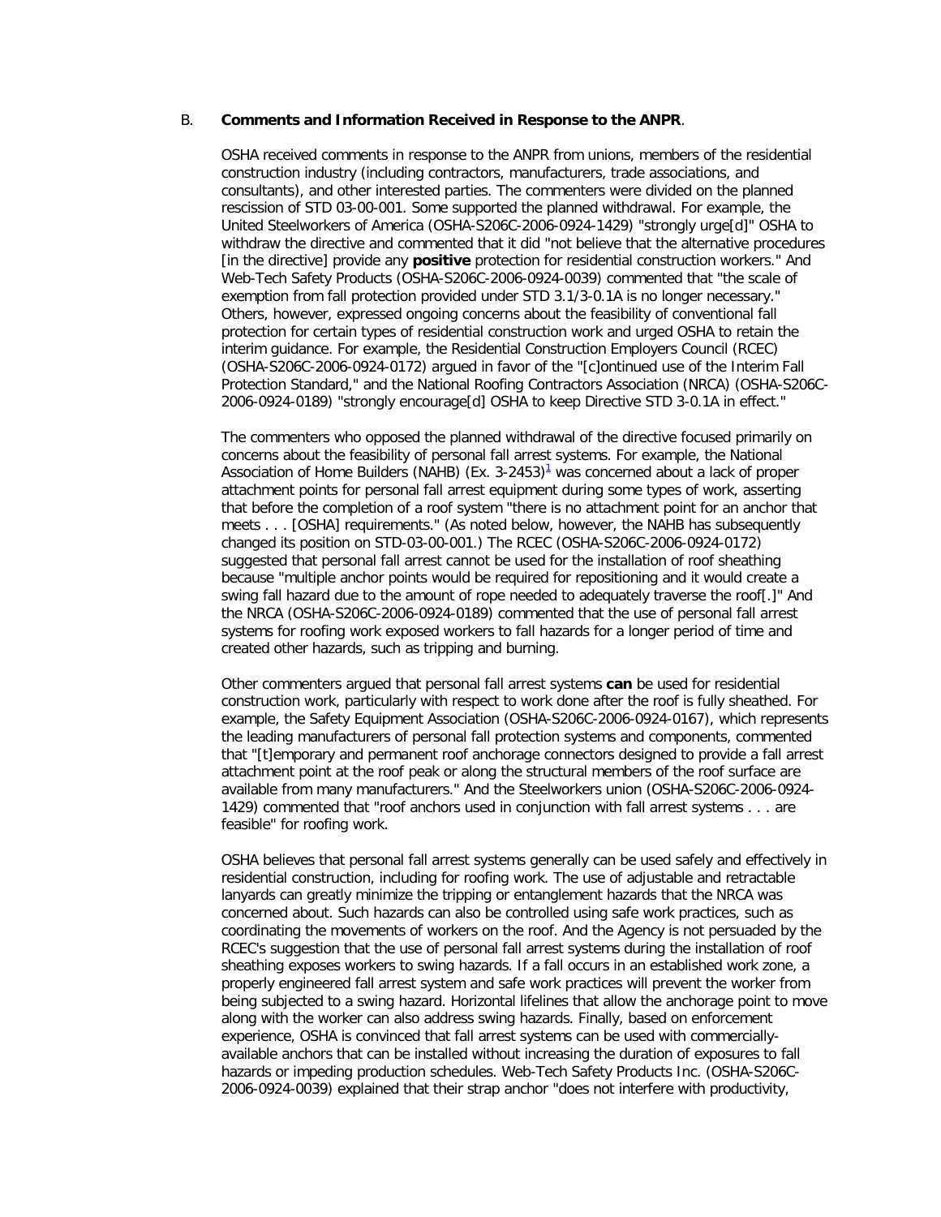B. **Comments and Information Received in Response to the ANPR**.

OSHA received comments in response to the ANPR from unions, members of the residential construction industry (including contractors, manufacturers, trade associations, and consultants), and other interested parties. The commenters were divided on the planned rescission of STD 03-00-001. Some supported the planned withdrawal. For example, the United Steelworkers of America (OSHA-S206C-2006-0924-1429) "strongly urge[d]" OSHA to withdraw the directive and commented that it did "not believe that the alternative procedures [in the directive] provide any **positive** protection for residential construction workers." And Web-Tech Safety Products (OSHA-S206C-2006-0924-0039) commented that "the scale of exemption from fall protection provided under STD 3.1/3-0.1A is no longer necessary." Others, however, expressed ongoing concerns about the feasibility of conventional fall protection for certain types of residential construction work and urged OSHA to retain the interim guidance. For example, the Residential Construction Employers Council (RCEC) (OSHA-S206C-2006-0924-0172) argued in favor of the "[c]ontinued use of the Interim Fall Protection Standard," and the National Roofing Contractors Association (NRCA) (OSHA-S206C-2006-0924-0189) "strongly encourage[d] OSHA to keep Directive STD 3-0.1A in effect."

The commenters who opposed the planned withdrawal of the directive focused primarily on concerns about the feasibility of personal fall arrest systems. For example, the National Association of Home Builders (NAHB) (Ex. 3-2453)[1] was concerned about a lack of proper attachment points for personal fall arrest equipment during some types of work, asserting that before the completion of a roof system "there is no attachment point for an anchor that meets . . . [OSHA] requirements." (As noted below, however, the NAHB has subsequently changed its position on STD-03-00-001.) The RCEC (OSHA-S206C-2006-0924-0172) suggested that personal fall arrest cannot be used for the installation of roof sheathing because "multiple anchor points would be required for repositioning and it would create a swing fall hazard due to the amount of rope needed to adequately traverse the roof[.]" And the NRCA (OSHA-S206C-2006-0924-0189) commented that the use of personal fall arrest systems for roofing work exposed workers to fall hazards for a longer period of time and created other hazards, such as tripping and burning.

Other commenters argued that personal fall arrest systems **can** be used for residential construction work, particularly with respect to work done after the roof is fully sheathed. For example, the Safety Equipment Association (OSHA-S206C-2006-0924-0167), which represents the leading manufacturers of personal fall protection systems and components, commented that "[t]emporary and permanent roof anchorage connectors designed to provide a fall arrest attachment point at the roof peak or along the structural members of the roof surface are available from many manufacturers." And the Steelworkers union (OSHA-S206C-2006-0924-1429) commented that "roof anchors used in conjunction with fall arrest systems . . . are feasible" for roofing work.

OSHA believes that personal fall arrest systems generally can be used safely and effectively in residential construction, including for roofing work. The use of adjustable and retractable lanyards can greatly minimize the tripping or entanglement hazards that the NRCA was concerned about. Such hazards can also be controlled using safe work practices, such as coordinating the movements of workers on the roof. And the Agency is not persuaded by the RCEC's suggestion that the use of personal fall arrest systems during the installation of roof sheathing exposes workers to swing hazards. If a fall occurs in an established work zone, a properly engineered fall arrest system and safe work practices will prevent the worker from being subjected to a swing hazard. Horizontal lifelines that allow the anchorage point to move along with the worker can also address swing hazards. Finally, based on enforcement experience, OSHA is convinced that fall arrest systems can be used with commercially-available anchors that can be installed without increasing the duration of exposures to fall hazards or impeding production schedules. Web-Tech Safety Products Inc. (OSHA-S206C-2006-0924-0039) explained that their strap anchor "does not interfere with productivity,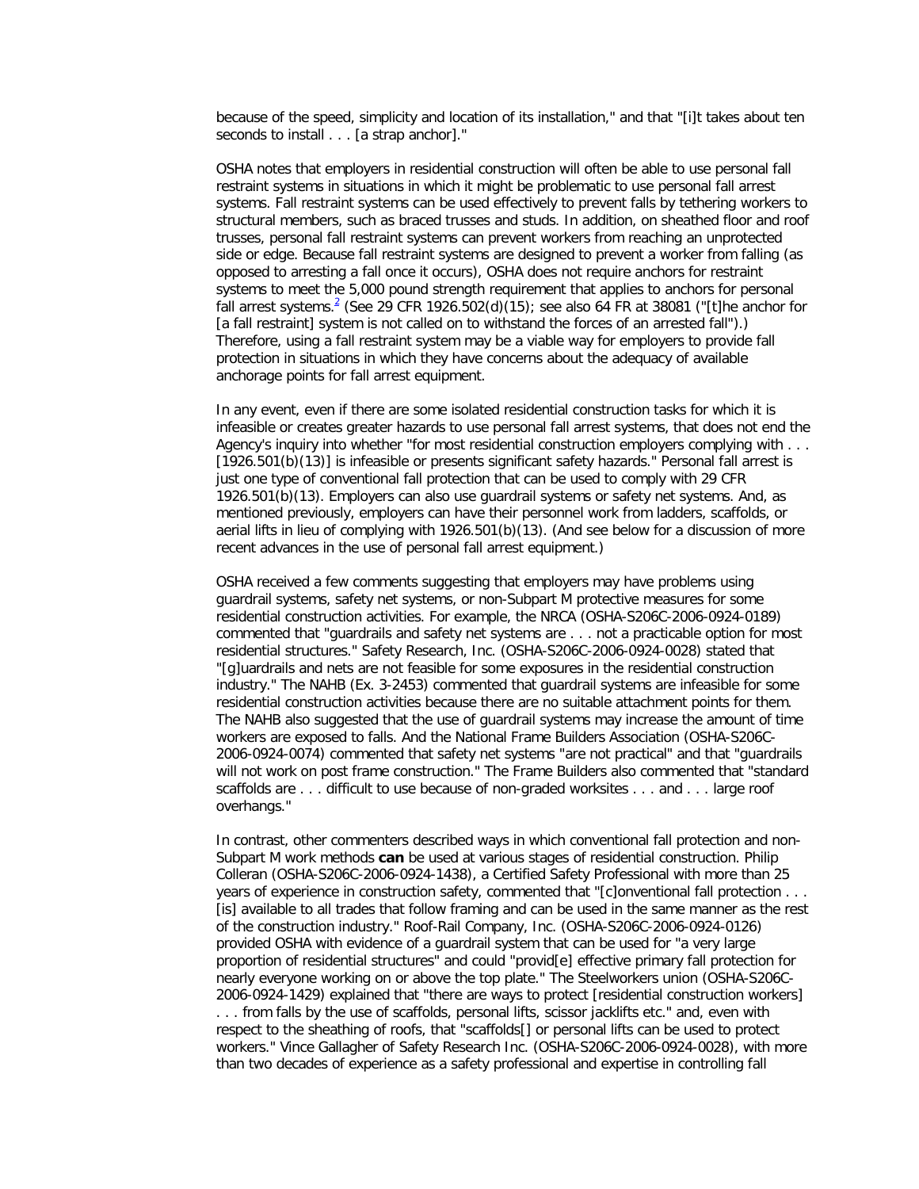because of the speed, simplicity and location of its installation," and that "[i]t takes about ten seconds to install . . . [a strap anchor]."

OSHA notes that employers in residential construction will often be able to use personal fall restraint systems in situations in which it might be problematic to use personal fall arrest systems. Fall restraint systems can be used effectively to prevent falls by tethering workers to structural members, such as braced trusses and studs. In addition, on sheathed floor and roof trusses, personal fall restraint systems can prevent workers from reaching an unprotected side or edge. Because fall restraint systems are designed to prevent a worker from falling (as opposed to arresting a fall once it occurs), OSHA does not require anchors for restraint systems to meet the 5,000 pound strength requirement that applies to anchors for personal fall arrest systems.[2] (See 29 CFR 1926.502(d)(15); see also 64 FR at 38081 ("[t]he anchor for [a fall restraint] system is not called on to withstand the forces of an arrested fall").) Therefore, using a fall restraint system may be a viable way for employers to provide fall protection in situations in which they have concerns about the adequacy of available anchorage points for fall arrest equipment.

In any event, even if there are some isolated residential construction tasks for which it is infeasible or creates greater hazards to use personal fall arrest systems, that does not end the Agency's inquiry into whether "for most residential construction employers complying with . . . [1926.501(b)(13)] is infeasible or presents significant safety hazards." Personal fall arrest is just one type of conventional fall protection that can be used to comply with 29 CFR 1926.501(b)(13). Employers can also use guardrail systems or safety net systems. And, as mentioned previously, employers can have their personnel work from ladders, scaffolds, or aerial lifts in lieu of complying with 1926.501(b)(13). (And see below for a discussion of more recent advances in the use of personal fall arrest equipment.)

OSHA received a few comments suggesting that employers may have problems using guardrail systems, safety net systems, or non-Subpart M protective measures for some residential construction activities. For example, the NRCA (OSHA-S206C-2006-0924-0189) commented that "guardrails and safety net systems are . . . not a practicable option for most residential structures." Safety Research, Inc. (OSHA-S206C-2006-0924-0028) stated that "[g]uardrails and nets are not feasible for some exposures in the residential construction industry." The NAHB (Ex. 3-2453) commented that guardrail systems are infeasible for some residential construction activities because there are no suitable attachment points for them. The NAHB also suggested that the use of guardrail systems may increase the amount of time workers are exposed to falls. And the National Frame Builders Association (OSHA-S206C-2006-0924-0074) commented that safety net systems "are not practical" and that "guardrails will not work on post frame construction." The Frame Builders also commented that "standard scaffolds are . . . difficult to use because of non-graded worksites . . . and . . . large roof overhangs."

In contrast, other commenters described ways in which conventional fall protection and non-Subpart M work methods **can** be used at various stages of residential construction. Philip Colleran (OSHA-S206C-2006-0924-1438), a Certified Safety Professional with more than 25 years of experience in construction safety, commented that "[c]onventional fall protection . . . [is] available to all trades that follow framing and can be used in the same manner as the rest of the construction industry." Roof-Rail Company, Inc. (OSHA-S206C-2006-0924-0126) provided OSHA with evidence of a guardrail system that can be used for "a very large proportion of residential structures" and could "provid[e] effective primary fall protection for nearly everyone working on or above the top plate." The Steelworkers union (OSHA-S206C-2006-0924-1429) explained that "there are ways to protect [residential construction workers] . . . from falls by the use of scaffolds, personal lifts, scissor jacklifts etc." and, even with respect to the sheathing of roofs, that "scaffolds[] or personal lifts can be used to protect workers." Vince Gallagher of Safety Research Inc. (OSHA-S206C-2006-0924-0028), with more than two decades of experience as a safety professional and expertise in controlling fall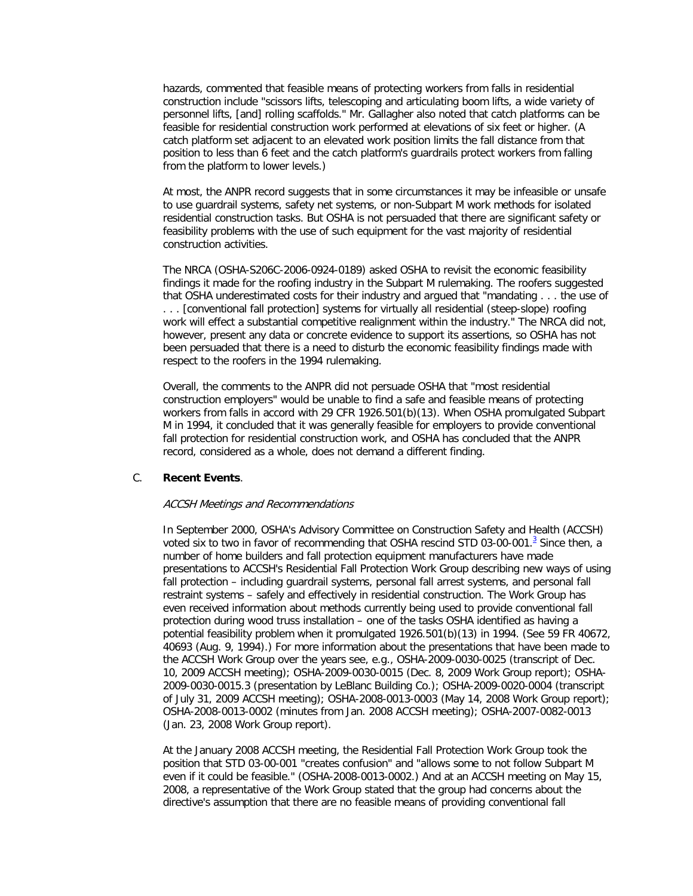hazards, commented that feasible means of protecting workers from falls in residential construction include "scissors lifts, telescoping and articulating boom lifts, a wide variety of personnel lifts, [and] rolling scaffolds." Mr. Gallagher also noted that catch platforms can be feasible for residential construction work performed at elevations of six feet or higher. (A catch platform set adjacent to an elevated work position limits the fall distance from that position to less than 6 feet and the catch platform's guardrails protect workers from falling from the platform to lower levels.)

At most, the ANPR record suggests that in some circumstances it may be infeasible or unsafe to use guardrail systems, safety net systems, or non-Subpart M work methods for isolated residential construction tasks. But OSHA is not persuaded that there are significant safety or feasibility problems with the use of such equipment for the vast majority of residential construction activities.

The NRCA (OSHA-S206C-2006-0924-0189) asked OSHA to revisit the economic feasibility findings it made for the roofing industry in the Subpart M rulemaking. The roofers suggested that OSHA underestimated costs for their industry and argued that "mandating . . . the use of . . . [conventional fall protection] systems for virtually all residential (steep-slope) roofing work will effect a substantial competitive realignment within the industry." The NRCA did not, however, present any data or concrete evidence to support its assertions, so OSHA has not been persuaded that there is a need to disturb the economic feasibility findings made with respect to the roofers in the 1994 rulemaking.

Overall, the comments to the ANPR did not persuade OSHA that "most residential construction employers" would be unable to find a safe and feasible means of protecting workers from falls in accord with 29 CFR 1926.501(b)(13). When OSHA promulgated Subpart M in 1994, it concluded that it was generally feasible for employers to provide conventional fall protection for residential construction work, and OSHA has concluded that the ANPR record, considered as a whole, does not demand a different finding.

## C. **Recent Events**.

*ACCSH Meetings and Recommendations*

In September 2000, OSHA's Advisory Committee on Construction Safety and Health (ACCSH) voted six to two in favor of recommending that OSHA rescind STD 03-00-001.[3] Since then, a number of home builders and fall protection equipment manufacturers have made presentations to ACCSH's Residential Fall Protection Work Group describing new ways of using fall protection – including guardrail systems, personal fall arrest systems, and personal fall restraint systems – safely and effectively in residential construction. The Work Group has even received information about methods currently being used to provide conventional fall protection during wood truss installation – one of the tasks OSHA identified as having a potential feasibility problem when it promulgated 1926.501(b)(13) in 1994. (See 59 FR 40672, 40693 (Aug. 9, 1994).) For more information about the presentations that have been made to the ACCSH Work Group over the years see, e.g., OSHA-2009-0030-0025 (transcript of Dec. 10, 2009 ACCSH meeting); OSHA-2009-0030-0015 (Dec. 8, 2009 Work Group report); OSHA-2009-0030-0015.3 (presentation by LeBlanc Building Co.); OSHA-2009-0020-0004 (transcript of July 31, 2009 ACCSH meeting); OSHA-2008-0013-0003 (May 14, 2008 Work Group report); OSHA-2008-0013-0002 (minutes from Jan. 2008 ACCSH meeting); OSHA-2007-0082-0013 (Jan. 23, 2008 Work Group report).

At the January 2008 ACCSH meeting, the Residential Fall Protection Work Group took the position that STD 03-00-001 "creates confusion" and "allows some to not follow Subpart M even if it could be feasible." (OSHA-2008-0013-0002.) And at an ACCSH meeting on May 15, 2008, a representative of the Work Group stated that the group had concerns about the directive's assumption that there are no feasible means of providing conventional fall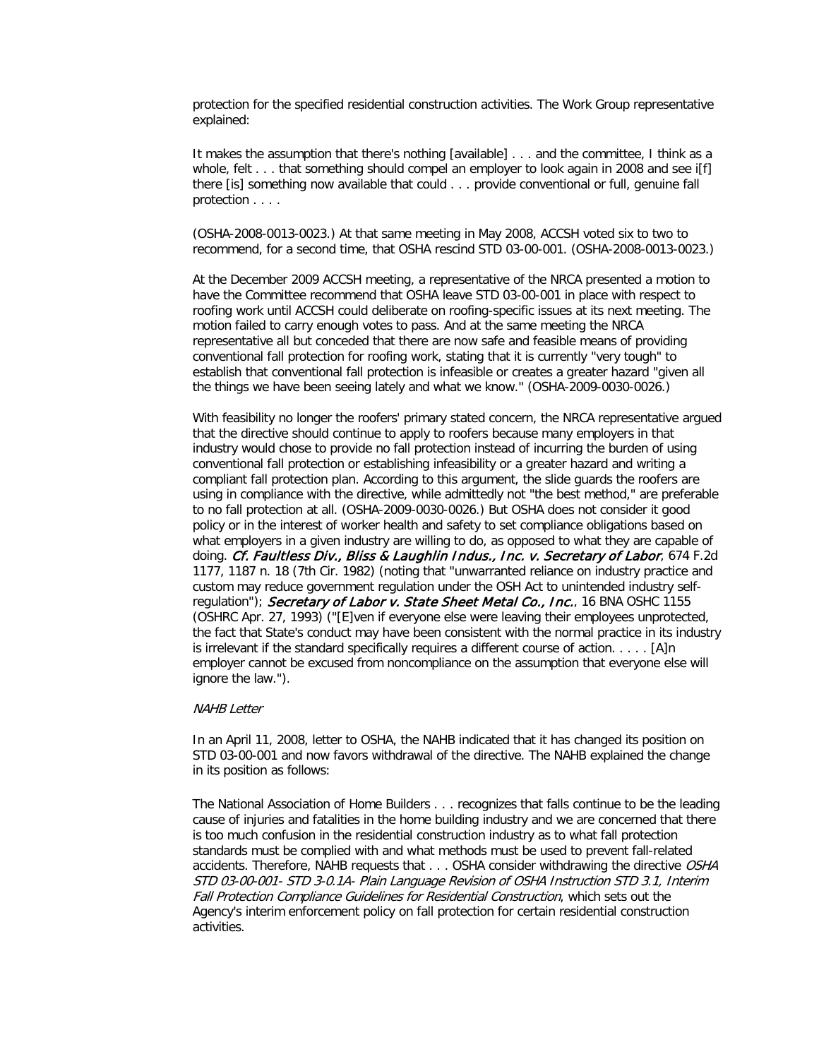protection for the specified residential construction activities. The Work Group representative explained:

It makes the assumption that there's nothing [available] . . . and the committee, I think as a whole, felt . . . that something should compel an employer to look again in 2008 and see i[f] there [is] something now available that could . . . provide conventional or full, genuine fall protection . . . .

(OSHA-2008-0013-0023.) At that same meeting in May 2008, ACCSH voted six to two to recommend, for a second time, that OSHA rescind STD 03-00-001. (OSHA-2008-0013-0023.)

At the December 2009 ACCSH meeting, a representative of the NRCA presented a motion to have the Committee recommend that OSHA leave STD 03-00-001 in place with respect to roofing work until ACCSH could deliberate on roofing-specific issues at its next meeting. The motion failed to carry enough votes to pass. And at the same meeting the NRCA representative all but conceded that there are now safe and feasible means of providing conventional fall protection for roofing work, stating that it is currently "very tough" to establish that conventional fall protection is infeasible or creates a greater hazard "given all the things we have been seeing lately and what we know." (OSHA-2009-0030-0026.)

With feasibility no longer the roofers' primary stated concern, the NRCA representative argued that the directive should continue to apply to roofers because many employers in that industry would chose to provide no fall protection instead of incurring the burden of using conventional fall protection or establishing infeasibility or a greater hazard and writing a compliant fall protection plan. According to this argument, the slide guards the roofers are using in compliance with the directive, while admittedly not "the best method," are preferable to no fall protection at all. (OSHA-2009-0030-0026.) But OSHA does not consider it good policy or in the interest of worker health and safety to set compliance obligations based on what employers in a given industry are willing to do, as opposed to what they are capable of doing. *Cf. Faultless Div., Bliss & Laughlin Indus., Inc. v. Secretary of Labor*, 674 F.2d 1177, 1187 n. 18 (7th Cir. 1982) (noting that "unwarranted reliance on industry practice and custom may reduce government regulation under the OSH Act to unintended industry self-regulation"); *Secretary of Labor v. State Sheet Metal Co., Inc.*, 16 BNA OSHC 1155 (OSHRC Apr. 27, 1993) ("[E]ven if everyone else were leaving their employees unprotected, the fact that State's conduct may have been consistent with the normal practice in its industry is irrelevant if the standard specifically requires a different course of action. . . . . [A]n employer cannot be excused from noncompliance on the assumption that everyone else will ignore the law.").

*NAHB Letter*

In an April 11, 2008, letter to OSHA, the NAHB indicated that it has changed its position on STD 03-00-001 and now favors withdrawal of the directive. The NAHB explained the change in its position as follows:

The National Association of Home Builders . . . recognizes that falls continue to be the leading cause of injuries and fatalities in the home building industry and we are concerned that there is too much confusion in the residential construction industry as to what fall protection standards must be complied with and what methods must be used to prevent fall-related accidents. Therefore, NAHB requests that . . . OSHA consider withdrawing the directive *OSHA STD 03-00-001- STD 3-0.1A- Plain Language Revision of OSHA Instruction STD 3.1, Interim Fall Protection Compliance Guidelines for Residential Construction*, which sets out the Agency's interim enforcement policy on fall protection for certain residential construction activities.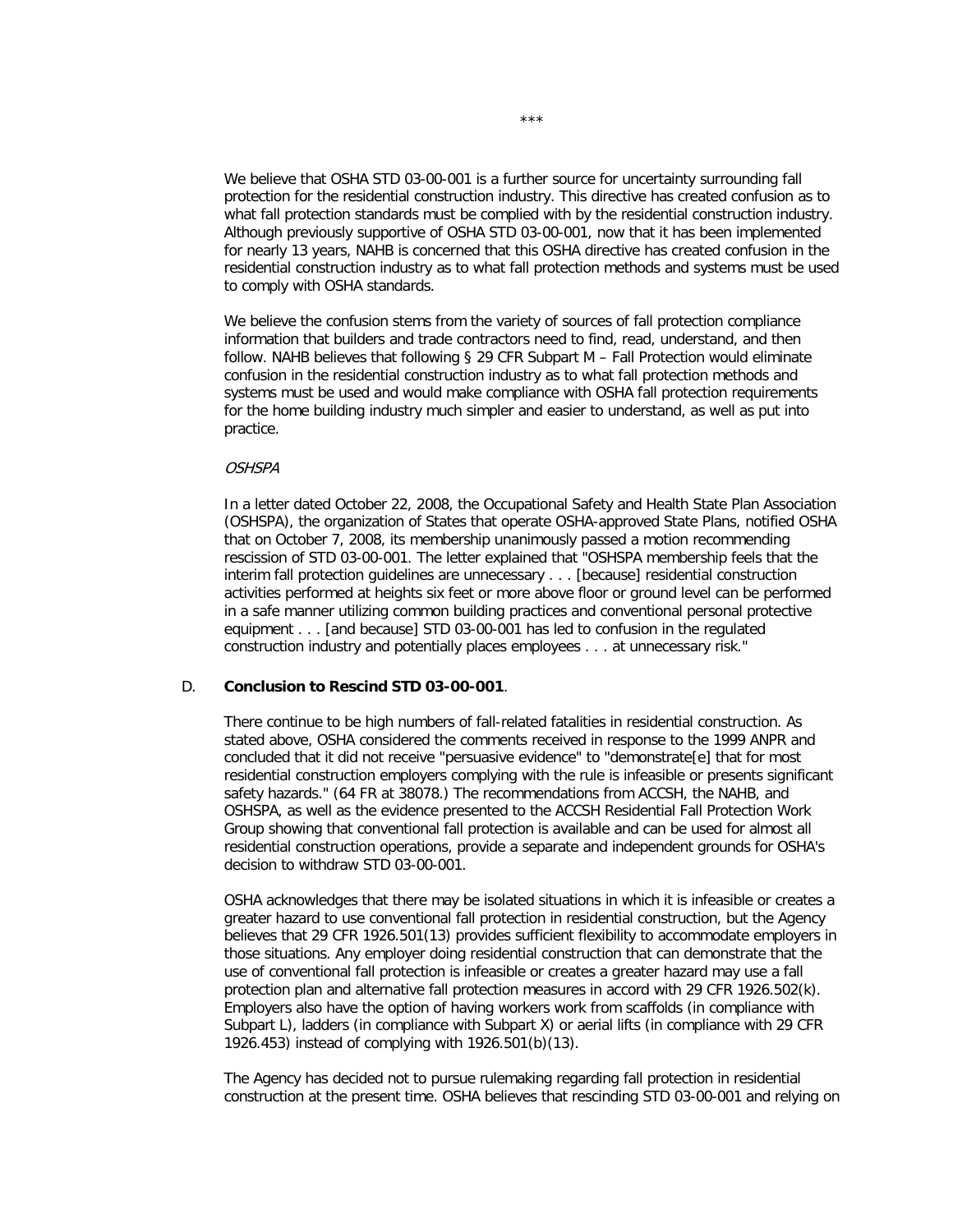\*\*\*

We believe that OSHA STD 03-00-001 is a further source for uncertainty surrounding fall protection for the residential construction industry. This directive has created confusion as to what fall protection standards must be complied with by the residential construction industry. Although previously supportive of OSHA STD 03-00-001, now that it has been implemented for nearly 13 years, NAHB is concerned that this OSHA directive has created confusion in the residential construction industry as to what fall protection methods and systems must be used to comply with OSHA standards.

We believe the confusion stems from the variety of sources of fall protection compliance information that builders and trade contractors need to find, read, understand, and then follow. NAHB believes that following § 29 CFR Subpart M – Fall Protection would eliminate confusion in the residential construction industry as to what fall protection methods and systems must be used and would make compliance with OSHA fall protection requirements for the home building industry much simpler and easier to understand, as well as put into practice.

*OSHSPA*

In a letter dated October 22, 2008, the Occupational Safety and Health State Plan Association (OSHSPA), the organization of States that operate OSHA-approved State Plans, notified OSHA that on October 7, 2008, its membership unanimously passed a motion recommending rescission of STD 03-00-001. The letter explained that "OSHSPA membership feels that the interim fall protection guidelines are unnecessary . . . [because] residential construction activities performed at heights six feet or more above floor or ground level can be performed in a safe manner utilizing common building practices and conventional personal protective equipment . . . [and because] STD 03-00-001 has led to confusion in the regulated construction industry and potentially places employees . . . at unnecessary risk."

D. **Conclusion to Rescind STD 03-00-001**.

There continue to be high numbers of fall-related fatalities in residential construction. As stated above, OSHA considered the comments received in response to the 1999 ANPR and concluded that it did not receive "persuasive evidence" to "demonstrate[e] that for most residential construction employers complying with the rule is infeasible or presents significant safety hazards." (64 FR at 38078.) The recommendations from ACCSH, the NAHB, and OSHSPA, as well as the evidence presented to the ACCSH Residential Fall Protection Work Group showing that conventional fall protection is available and can be used for almost all residential construction operations, provide a separate and independent grounds for OSHA's decision to withdraw STD 03-00-001.

OSHA acknowledges that there may be isolated situations in which it is infeasible or creates a greater hazard to use conventional fall protection in residential construction, but the Agency believes that 29 CFR 1926.501(13) provides sufficient flexibility to accommodate employers in those situations. Any employer doing residential construction that can demonstrate that the use of conventional fall protection is infeasible or creates a greater hazard may use a fall protection plan and alternative fall protection measures in accord with 29 CFR 1926.502(k). Employers also have the option of having workers work from scaffolds (in compliance with Subpart L), ladders (in compliance with Subpart X) or aerial lifts (in compliance with 29 CFR 1926.453) instead of complying with 1926.501(b)(13).

The Agency has decided not to pursue rulemaking regarding fall protection in residential construction at the present time. OSHA believes that rescinding STD 03-00-001 and relying on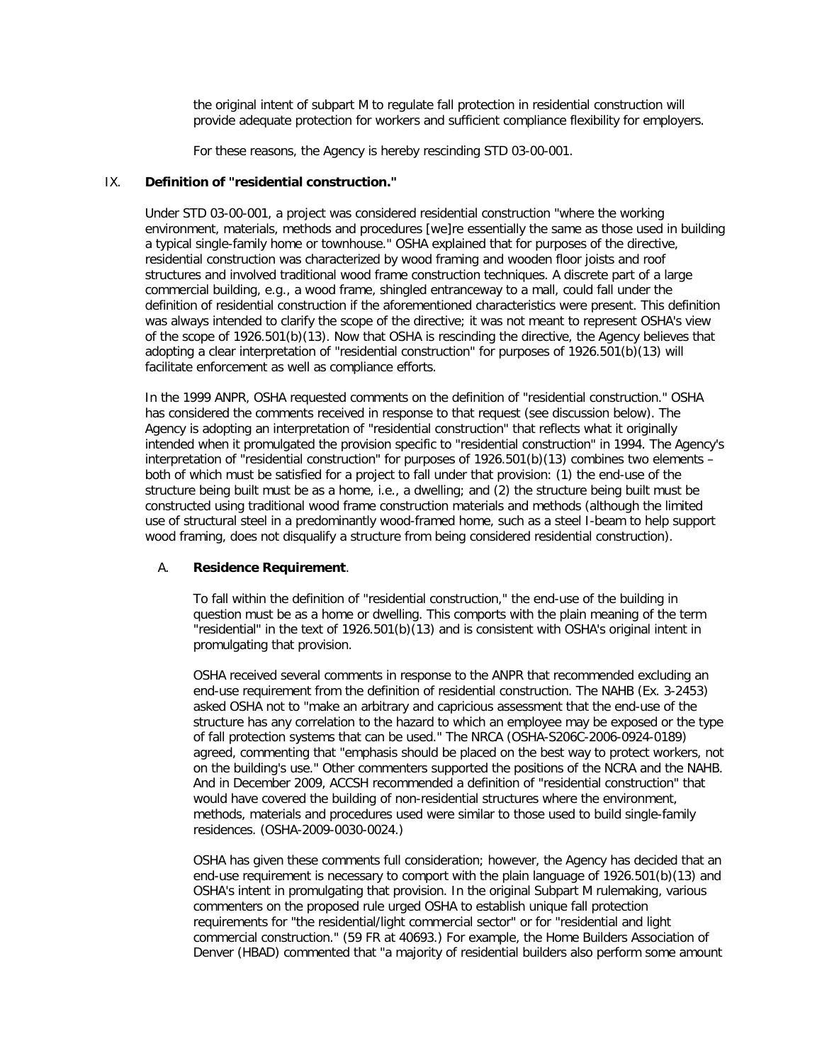the original intent of subpart M to regulate fall protection in residential construction will provide adequate protection for workers and sufficient compliance flexibility for employers.

For these reasons, the Agency is hereby rescinding STD 03-00-001.

## IX. **Definition of "residential construction."**

Under STD 03-00-001, a project was considered residential construction "where the working environment, materials, methods and procedures [we]re essentially the same as those used in building a typical single-family home or townhouse." OSHA explained that for purposes of the directive, residential construction was characterized by wood framing and wooden floor joists and roof structures and involved traditional wood frame construction techniques. A discrete part of a large commercial building, e.g., a wood frame, shingled entranceway to a mall, could fall under the definition of residential construction if the aforementioned characteristics were present. This definition was always intended to clarify the scope of the directive; it was not meant to represent OSHA's view of the scope of 1926.501(b)(13). Now that OSHA is rescinding the directive, the Agency believes that adopting a clear interpretation of "residential construction" for purposes of 1926.501(b)(13) will facilitate enforcement as well as compliance efforts.

In the 1999 ANPR, OSHA requested comments on the definition of "residential construction." OSHA has considered the comments received in response to that request (see discussion below). The Agency is adopting an interpretation of "residential construction" that reflects what it originally intended when it promulgated the provision specific to "residential construction" in 1994. The Agency's interpretation of "residential construction" for purposes of 1926.501(b)(13) combines two elements – both of which must be satisfied for a project to fall under that provision: (1) the end-use of the structure being built must be as a home, i.e., a dwelling; and (2) the structure being built must be constructed using traditional wood frame construction materials and methods (although the limited use of structural steel in a predominantly wood-framed home, such as a steel I-beam to help support wood framing, does not disqualify a structure from being considered residential construction).

### A. **Residence Requirement**.

To fall within the definition of "residential construction," the end-use of the building in question must be as a home or dwelling. This comports with the plain meaning of the term "residential" in the text of 1926.501(b)(13) and is consistent with OSHA's original intent in promulgating that provision.

OSHA received several comments in response to the ANPR that recommended excluding an end-use requirement from the definition of residential construction. The NAHB (Ex. 3-2453) asked OSHA not to "make an arbitrary and capricious assessment that the end-use of the structure has any correlation to the hazard to which an employee may be exposed or the type of fall protection systems that can be used." The NRCA (OSHA-S206C-2006-0924-0189) agreed, commenting that "emphasis should be placed on the best way to protect workers, not on the building's use." Other commenters supported the positions of the NCRA and the NAHB. And in December 2009, ACCSH recommended a definition of "residential construction" that would have covered the building of non-residential structures where the environment, methods, materials and procedures used were similar to those used to build single-family residences. (OSHA-2009-0030-0024.)

OSHA has given these comments full consideration; however, the Agency has decided that an end-use requirement is necessary to comport with the plain language of 1926.501(b)(13) and OSHA's intent in promulgating that provision. In the original Subpart M rulemaking, various commenters on the proposed rule urged OSHA to establish unique fall protection requirements for "the residential/light commercial sector" or for "residential and light commercial construction." (59 FR at 40693.) For example, the Home Builders Association of Denver (HBAD) commented that "a majority of residential builders also perform some amount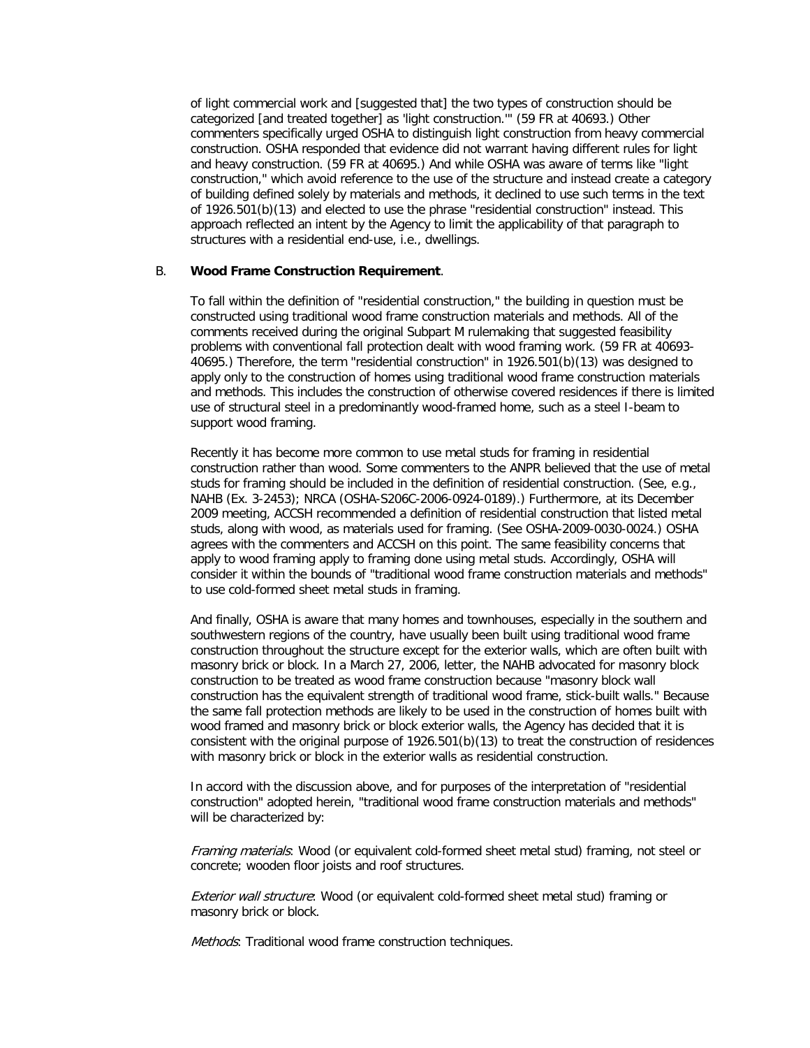of light commercial work and [suggested that] the two types of construction should be categorized [and treated together] as 'light construction.'" (59 FR at 40693.) Other commenters specifically urged OSHA to distinguish light construction from heavy commercial construction. OSHA responded that evidence did not warrant having different rules for light and heavy construction. (59 FR at 40695.) And while OSHA was aware of terms like "light construction," which avoid reference to the use of the structure and instead create a category of building defined solely by materials and methods, it declined to use such terms in the text of 1926.501(b)(13) and elected to use the phrase "residential construction" instead. This approach reflected an intent by the Agency to limit the applicability of that paragraph to structures with a residential end-use, i.e., dwellings.

B. **Wood Frame Construction Requirement**.

To fall within the definition of "residential construction," the building in question must be constructed using traditional wood frame construction materials and methods. All of the comments received during the original Subpart M rulemaking that suggested feasibility problems with conventional fall protection dealt with wood framing work. (59 FR at 40693-40695.) Therefore, the term "residential construction" in 1926.501(b)(13) was designed to apply only to the construction of homes using traditional wood frame construction materials and methods. This includes the construction of otherwise covered residences if there is limited use of structural steel in a predominantly wood-framed home, such as a steel I-beam to support wood framing.

Recently it has become more common to use metal studs for framing in residential construction rather than wood. Some commenters to the ANPR believed that the use of metal studs for framing should be included in the definition of residential construction. (See, e.g., NAHB (Ex. 3-2453); NRCA (OSHA-S206C-2006-0924-0189).) Furthermore, at its December 2009 meeting, ACCSH recommended a definition of residential construction that listed metal studs, along with wood, as materials used for framing. (See OSHA-2009-0030-0024.) OSHA agrees with the commenters and ACCSH on this point. The same feasibility concerns that apply to wood framing apply to framing done using metal studs. Accordingly, OSHA will consider it within the bounds of "traditional wood frame construction materials and methods" to use cold-formed sheet metal studs in framing.

And finally, OSHA is aware that many homes and townhouses, especially in the southern and southwestern regions of the country, have usually been built using traditional wood frame construction throughout the structure except for the exterior walls, which are often built with masonry brick or block. In a March 27, 2006, letter, the NAHB advocated for masonry block construction to be treated as wood frame construction because "masonry block wall construction has the equivalent strength of traditional wood frame, stick-built walls." Because the same fall protection methods are likely to be used in the construction of homes built with wood framed and masonry brick or block exterior walls, the Agency has decided that it is consistent with the original purpose of 1926.501(b)(13) to treat the construction of residences with masonry brick or block in the exterior walls as residential construction.

In accord with the discussion above, and for purposes of the interpretation of "residential construction" adopted herein, "traditional wood frame construction materials and methods" will be characterized by:

*Framing materials*: Wood (or equivalent cold-formed sheet metal stud) framing, not steel or concrete; wooden floor joists and roof structures.

*Exterior wall structure*: Wood (or equivalent cold-formed sheet metal stud) framing or masonry brick or block.

*Methods*: Traditional wood frame construction techniques.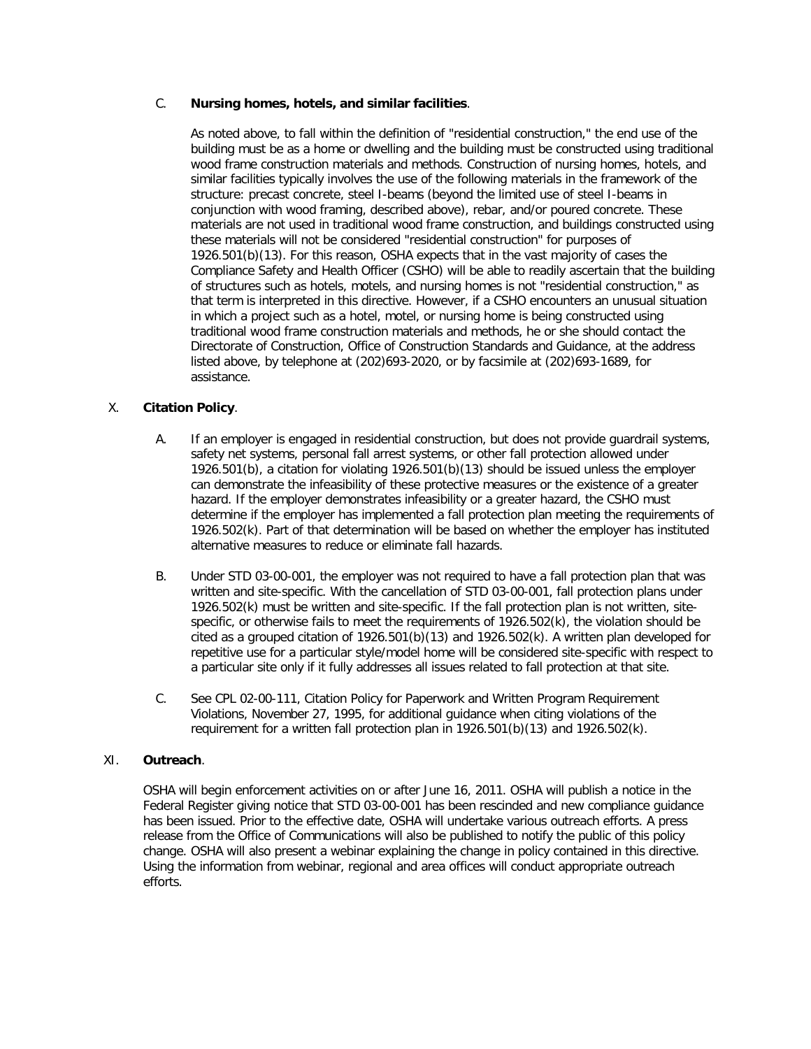C. **Nursing homes, hotels, and similar facilities**.

As noted above, to fall within the definition of "residential construction," the end use of the building must be as a home or dwelling and the building must be constructed using traditional wood frame construction materials and methods. Construction of nursing homes, hotels, and similar facilities typically involves the use of the following materials in the framework of the structure: precast concrete, steel I-beams (beyond the limited use of steel I-beams in conjunction with wood framing, described above), rebar, and/or poured concrete. These materials are not used in traditional wood frame construction, and buildings constructed using these materials will not be considered "residential construction" for purposes of 1926.501(b)(13). For this reason, OSHA expects that in the vast majority of cases the Compliance Safety and Health Officer (CSHO) will be able to readily ascertain that the building of structures such as hotels, motels, and nursing homes is not "residential construction," as that term is interpreted in this directive. However, if a CSHO encounters an unusual situation in which a project such as a hotel, motel, or nursing home is being constructed using traditional wood frame construction materials and methods, he or she should contact the Directorate of Construction, Office of Construction Standards and Guidance, at the address listed above, by telephone at (202)693-2020, or by facsimile at (202)693-1689, for assistance.

X. **Citation Policy**.

A. If an employer is engaged in residential construction, but does not provide guardrail systems, safety net systems, personal fall arrest systems, or other fall protection allowed under 1926.501(b), a citation for violating 1926.501(b)(13) should be issued unless the employer can demonstrate the infeasibility of these protective measures or the existence of a greater hazard. If the employer demonstrates infeasibility or a greater hazard, the CSHO must determine if the employer has implemented a fall protection plan meeting the requirements of 1926.502(k). Part of that determination will be based on whether the employer has instituted alternative measures to reduce or eliminate fall hazards.

B. Under STD 03-00-001, the employer was not required to have a fall protection plan that was written and site-specific. With the cancellation of STD 03-00-001, fall protection plans under 1926.502(k) must be written and site-specific. If the fall protection plan is not written, site-specific, or otherwise fails to meet the requirements of 1926.502(k), the violation should be cited as a grouped citation of 1926.501(b)(13) and 1926.502(k). A written plan developed for repetitive use for a particular style/model home will be considered site-specific with respect to a particular site only if it fully addresses all issues related to fall protection at that site.

C. See CPL 02-00-111, Citation Policy for Paperwork and Written Program Requirement Violations, November 27, 1995, for additional guidance when citing violations of the requirement for a written fall protection plan in 1926.501(b)(13) and 1926.502(k).

XI. **Outreach**.

OSHA will begin enforcement activities on or after June 16, 2011. OSHA will publish a notice in the Federal Register giving notice that STD 03-00-001 has been rescinded and new compliance guidance has been issued. Prior to the effective date, OSHA will undertake various outreach efforts. A press release from the Office of Communications will also be published to notify the public of this policy change. OSHA will also present a webinar explaining the change in policy contained in this directive. Using the information from webinar, regional and area offices will conduct appropriate outreach efforts.